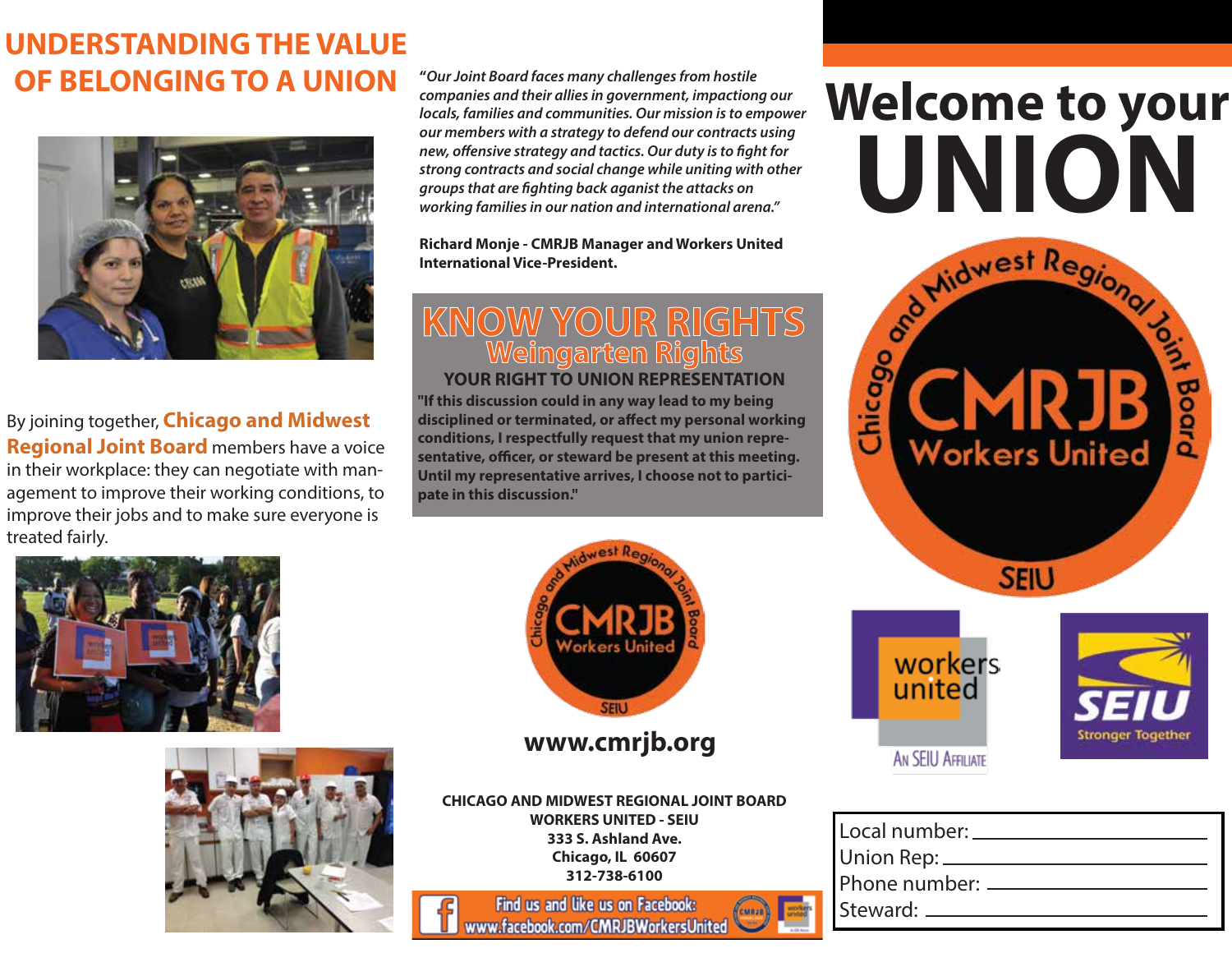# UNDERSTANDING THE VALUE OF BELONGING TO A UNION

By joining together, **Chicago and Midwest Regional Joint Board** members have a voice in their workplace: they can negotiate with management to improve their working conditions, to improve their jobs and to make sure everyone is treated fairly.

*"Our Joint Board faces many challenges from hostile companies and their allies in government, impacting our locals, families and communities. Our mission is to empower our members with a strategy to defend our contracts using new, offensive strategy and tactics. Our duty is to fight for strong contracts and social change while uniting with other groups that are fighting back aganist the attacks on working families in our nation and international arena."*

**Richard Monje - CMRJB Manager and Workers United International Vice-President.**

## KNOW YOUR RIGHTS
### Weingarten Rights

**YOUR RIGHT TO UNION REPRESENTATION**

**"If this discussion could in any way lead to my being disciplined or terminated, or affect my personal working conditions, I respectfully request that my union representative, officer, or steward be present at this meeting. Until my representative arrives, I choose not to participate in this discussion."**

Chicago and Midwest Regional Joint Board
CMRJB
Workers United
SEIU

**www.cmrjb.org**

**CHICAGO AND MIDWEST REGIONAL JOINT BOARD**
**WORKERS UNITED - SEIU**
**333 S. Ashland Ave.**
**Chicago, IL 60607**
**312-738-6100**

Find us and like us on Facebook:
www.facebook.com/CMRJBWorkersUnited

# Welcome to your UNION

Chicago and Midwest Regional Joint Board
CMRJB
Workers United
SEIU

workers united
AN SEIU AFFILIATE

SEIU
Stronger Together

Local number: ______________________
Union Rep: ______________________
Phone number: ______________________
Steward: ______________________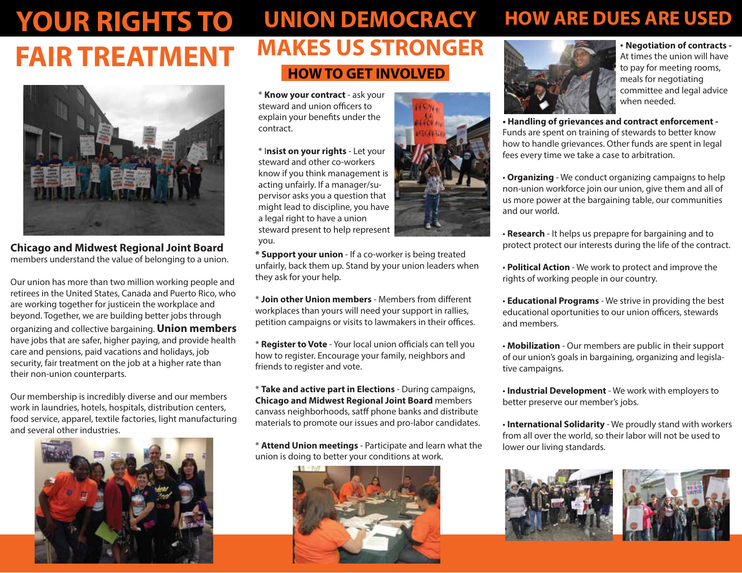# YOUR RIGHTS TO FAIR TREATMENT

**Chicago and Midwest Regional Joint Board** members understand the value of belonging to a union.

Our union has more than two million working people and retirees in the United States, Canada and Puerto Rico, who are working together for justicein the workplace and beyond. Together, we are building better jobs through organizing and collective bargaining. **Union members** have jobs that are safer, higher paying, and provide health care and pensions, paid vacations and holidays, job security, fair treatment on the job at a higher rate than their non-union counterparts.

Our membership is incredibly diverse and our members work in laundries, hotels, hospitals, distribution centers, food service, apparel, textile factories, light manufacturing and several other industries.

# UNION DEMOCRACY MAKES US STRONGER

## HOW TO GET INVOLVED

* **Know your contract** - ask your steward and union officers to explain your benefits under the contract.

* **Insist on your rights** - Let your steward and other co-workers know if you think management is acting unfairly. If a manager/supervisor asks you a question that might lead to discipline, you have a legal right to have a union steward present to help represent you.

* **Support your union** - If a co-worker is being treated unfairly, back them up. Stand by your union leaders when they ask for your help.

* **Join other Union members** - Members from different workplaces than yours will need your support in rallies, petition campaigns or visits to lawmakers in their offices.

* **Register to Vote** - Your local union officials can tell you how to register. Encourage your family, neighbors and friends to register and vote.

* **Take and active part in Elections** - During campaigns, **Chicago and Midwest Regional Joint Board** members canvass neighborhoods, satff phone banks and distribute materials to promote our issues and pro-labor candidates.

* **Attend Union meetings** - Participate and learn what the union is doing to better your conditions at work.

# HOW ARE DUES ARE USED

- **Negotiation of contracts -** At times the union will have to pay for meeting rooms, meals for negotiating committee and legal advice when needed.
- **Handling of grievances and contract enforcement -** Funds are spent on training of stewards to better know how to handle grievances. Other funds are spent in legal fees every time we take a case to arbitration.
- **Organizing** - We conduct organizing campaigns to help non-union workforce join our union, give them and all of us more power at the bargaining table, our communities and our world.
- **Research** - It helps us prepapre for bargaining and to protect protect our interests during the life of the contract.
- **Political Action** - We work to protect and improve the rights of working people in our country.
- **Educational Programs** - We strive in providing the best educational oportunities to our union officers, stewards and members.
- **Mobilization** - Our members are public in their support of our union's goals in bargaining, organizing and legislative campaigns.
- **Industrial Development** - We work with employers to better preserve our member's jobs.
- **International Solidarity** - We proudly stand with workers from all over the world, so their labor will not be used to lower our living standards.